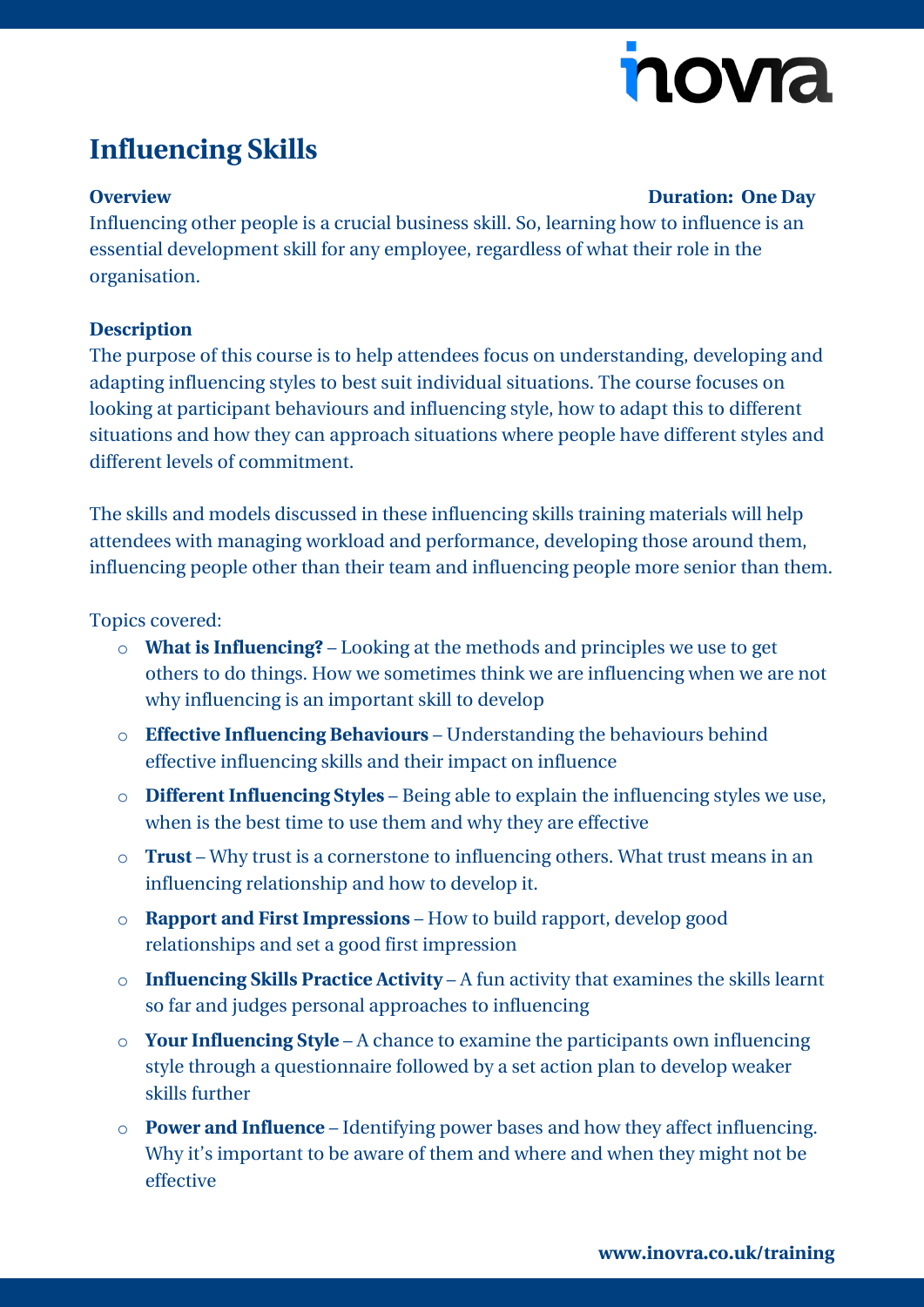# Influencing Skills

**Overview** **Duration: One Day**

Influencing other people is a crucial business skill. So, learning how to influence is an essential development skill for any employee, regardless of what their role in the organisation.

**Description**

The purpose of this course is to help attendees focus on understanding, developing and adapting influencing styles to best suit individual situations. The course focuses on looking at participant behaviours and influencing style, how to adapt this to different situations and how they can approach situations where people have different styles and different levels of commitment.

The skills and models discussed in these influencing skills training materials will help attendees with managing workload and performance, developing those around them, influencing people other than their team and influencing people more senior than them.

Topics covered:

- **What is Influencing?** – Looking at the methods and principles we use to get others to do things. How we sometimes think we are influencing when we are not why influencing is an important skill to develop
- **Effective Influencing Behaviours** – Understanding the behaviours behind effective influencing skills and their impact on influence
- **Different Influencing Styles** – Being able to explain the influencing styles we use, when is the best time to use them and why they are effective
- **Trust** – Why trust is a cornerstone to influencing others. What trust means in an influencing relationship and how to develop it.
- **Rapport and First Impressions** – How to build rapport, develop good relationships and set a good first impression
- **Influencing Skills Practice Activity** – A fun activity that examines the skills learnt so far and judges personal approaches to influencing
- **Your Influencing Style** – A chance to examine the participants own influencing style through a questionnaire followed by a set action plan to develop weaker skills further
- **Power and Influence** – Identifying power bases and how they affect influencing. Why it's important to be aware of them and where and when they might not be effective

**www.inovra.co.uk/training**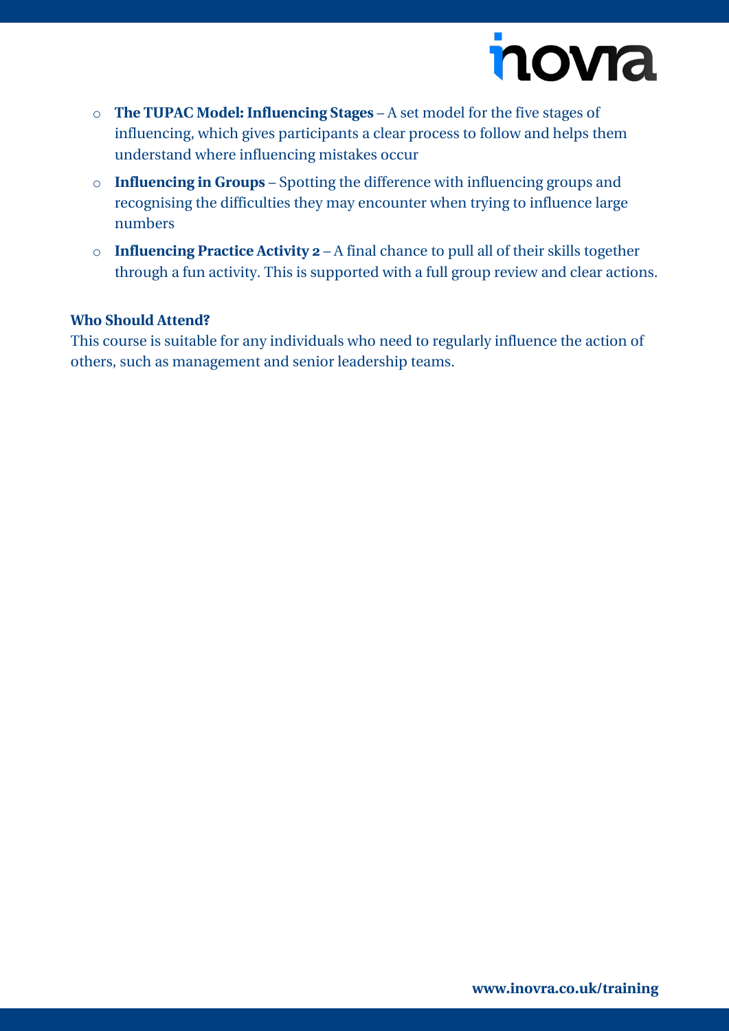- **The TUPAC Model: Influencing Stages** – A set model for the five stages of influencing, which gives participants a clear process to follow and helps them understand where influencing mistakes occur
- **Influencing in Groups** – Spotting the difference with influencing groups and recognising the difficulties they may encounter when trying to influence large numbers
- **Influencing Practice Activity 2** – A final chance to pull all of their skills together through a fun activity. This is supported with a full group review and clear actions.

**Who Should Attend?**

This course is suitable for any individuals who need to regularly influence the action of others, such as management and senior leadership teams.